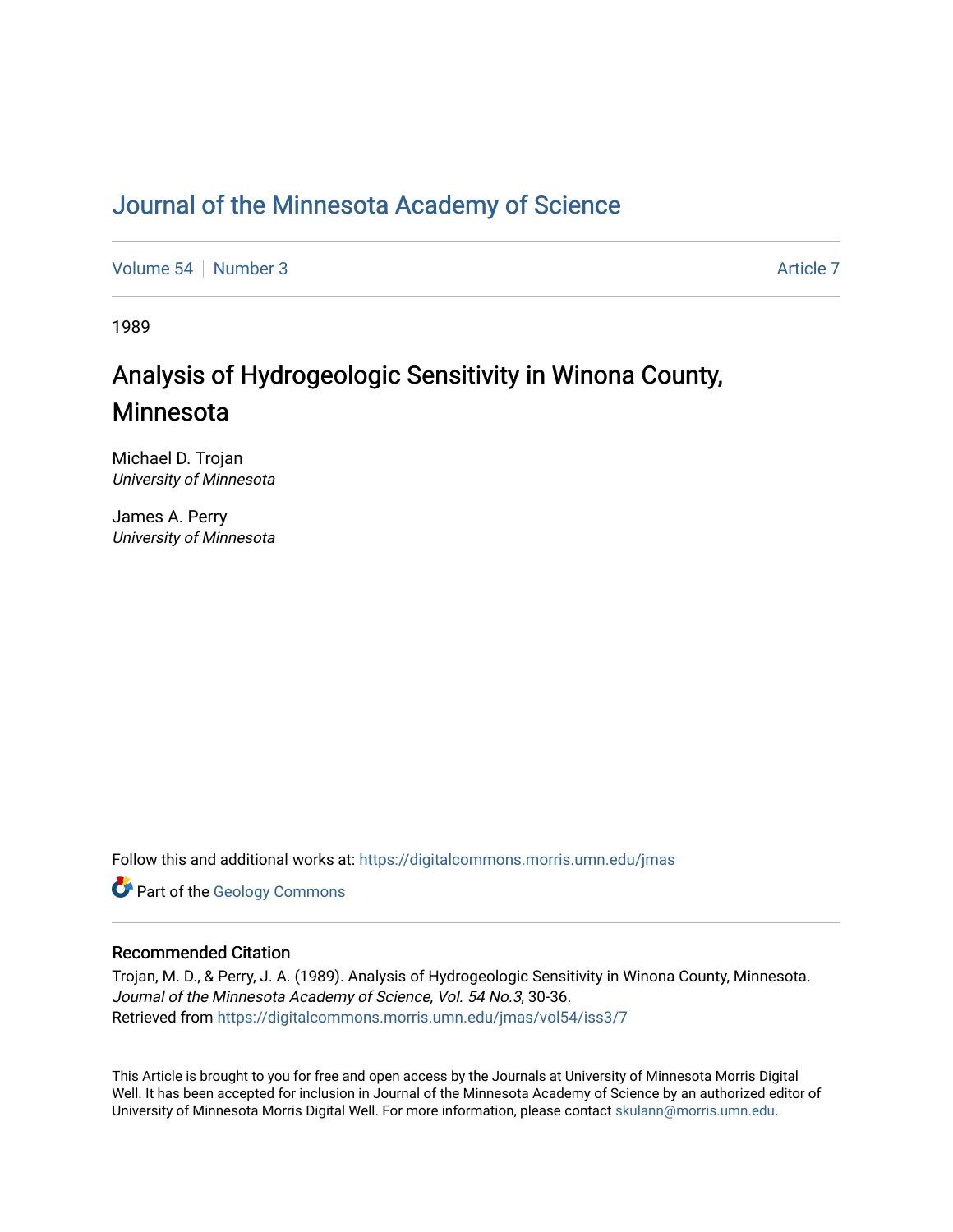# Journal of the Minnesota Academy of Science

Volume 54 | Number 3 | Article 7

1989

## Analysis of Hydrogeologic Sensitivity in Winona County, Minnesota

Michael D. Trojan
*University of Minnesota*

James A. Perry
*University of Minnesota*

Follow this and additional works at: https://digitalcommons.morris.umn.edu/jmas

Part of the Geology Commons

### Recommended Citation

Trojan, M. D., & Perry, J. A. (1989). Analysis of Hydrogeologic Sensitivity in Winona County, Minnesota. *Journal of the Minnesota Academy of Science, Vol. 54 No.3*, 30-36.
Retrieved from https://digitalcommons.morris.umn.edu/jmas/vol54/iss3/7

This Article is brought to you for free and open access by the Journals at University of Minnesota Morris Digital Well. It has been accepted for inclusion in Journal of the Minnesota Academy of Science by an authorized editor of University of Minnesota Morris Digital Well. For more information, please contact skulann@morris.umn.edu.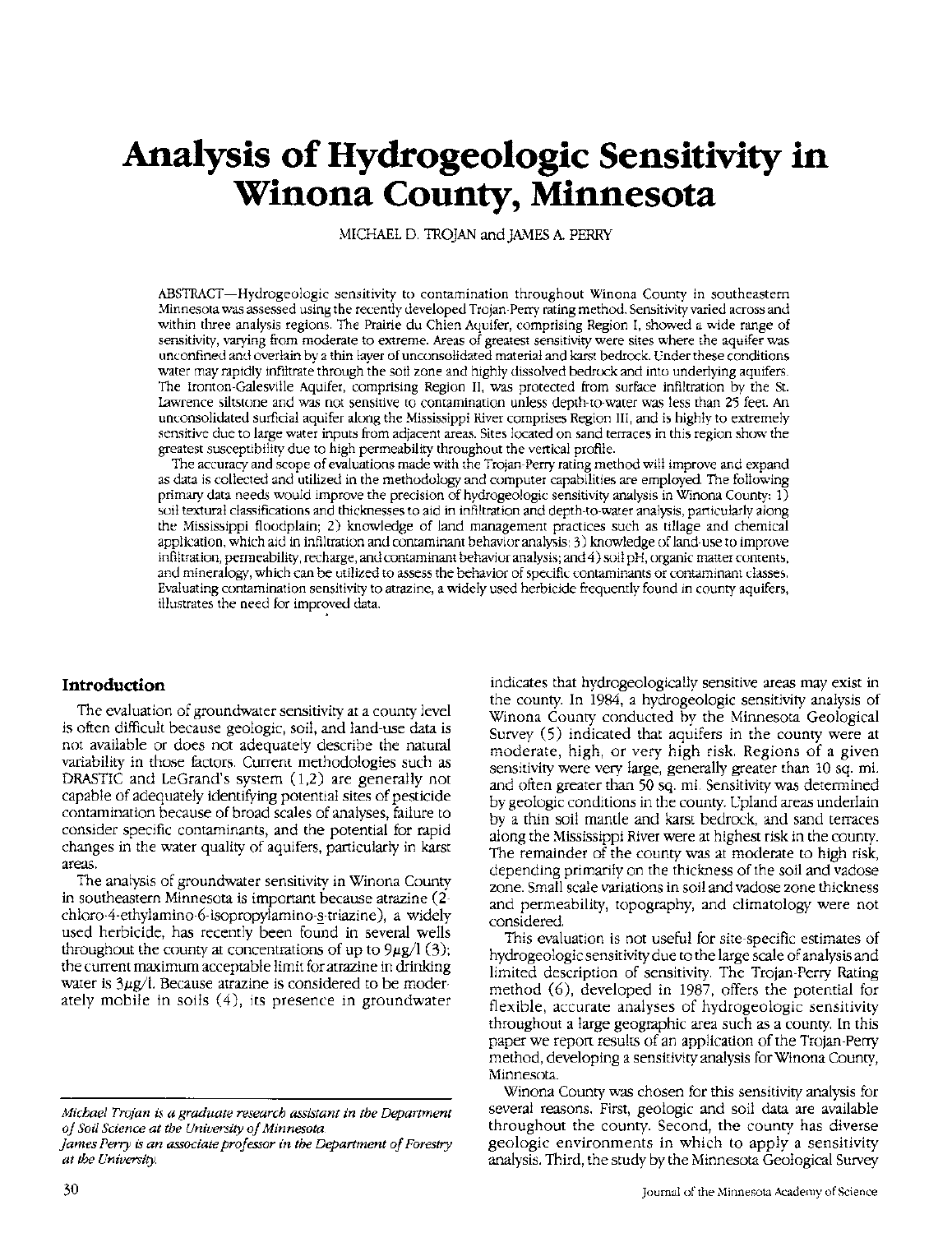# Analysis of Hydrogeologic Sensitivity in Winona County, Minnesota

MICHAEL D. TROJAN and JAMES A. PERRY

ABSTRACT—Hydrogeologic sensitivity to contamination throughout Winona County in southeastern Minnesota was assessed using the recently developed Trojan-Perry rating method. Sensitivity varied across and within three analysis regions. The Prairie du Chien Aquifer, comprising Region I, showed a wide range of sensitivity, varying from moderate to extreme. Areas of greatest sensitivity were sites where the aquifer was unconfined and overlain by a thin layer of unconsolidated material and karst bedrock. Under these conditions water may rapidly infiltrate through the soil zone and highly dissolved bedrock and into underlying aquifers. The Ironton-Galesville Aquifer, comprising Region II, was protected from surface infiltration by the St. Lawrence siltstone and was not sensitive to contamination unless depth-to-water was less than 25 feet. An unconsolidated surficial aquifer along the Mississippi River comprises Region III, and is highly to extremely sensitive due to large water inputs from adjacent areas. Sites located on sand terraces in this region show the greatest susceptibility due to high permeability throughout the vertical profile.

The accuracy and scope of evaluations made with the Trojan-Perry rating method will improve and expand as data is collected and utilized in the methodology and computer capabilities are employed. The following primary data needs would improve the precision of hydrogeologic sensitivity analysis in Winona County: 1) soil textural classifications and thicknesses to aid in infiltration and depth-to-water analysis, particularly along the Mississippi floodplain; 2) knowledge of land management practices such as tillage and chemical application, which aid in infiltration and contaminant behavior analysis; 3) knowledge of land-use to improve infiltration, permeability, recharge, and contaminant behavior analysis; and 4) soil pH, organic matter contents, and mineralogy, which can be utilized to assess the behavior of specific contaminants or contaminant classes. Evaluating contamination sensitivity to atrazine, a widely used herbicide frequently found in county aquifers, illustrates the need for improved data.

## Introduction

The evaluation of groundwater sensitivity at a county level is often difficult because geologic, soil, and land-use data is not available or does not adequately describe the natural variability in those factors. Current methodologies such as DRASTIC and LeGrand's system (1,2) are generally not capable of adequately identifying potential sites of pesticide contamination because of broad scales of analyses, failure to consider specific contaminants, and the potential for rapid changes in the water quality of aquifers, particularly in karst areas.

The analysis of groundwater sensitivity in Winona County in southeastern Minnesota is important because atrazine (2-chloro-4-ethylamino-6-isopropylamino-s-triazine), a widely used herbicide, has recently been found in several wells throughout the county at concentrations of up to 9$\mu$g/l (3); the current maximum acceptable limit for atrazine in drinking water is 3$\mu$g/l. Because atrazine is considered to be moderately mobile in soils (4), its presence in groundwater indicates that hydrogeologically sensitive areas may exist in the county. In 1984, a hydrogeologic sensitivity analysis of Winona County conducted by the Minnesota Geological Survey (5) indicated that aquifers in the county were at moderate, high, or very high risk. Regions of a given sensitivity were very large, generally greater than 10 sq. mi. and often greater than 50 sq. mi. Sensitivity was determined by geologic conditions in the county. Upland areas underlain by a thin soil mantle and karst bedrock, and sand terraces along the Mississippi River were at highest risk in the county. The remainder of the county was at moderate to high risk, depending primarily on the thickness of the soil and vadose zone. Small scale variations in soil and vadose zone thickness and permeability, topography, and climatology were not considered.

This evaluation is not useful for site-specific estimates of hydrogeologic sensitivity due to the large scale of analysis and limited description of sensitivity. The Trojan-Perry Rating method (6), developed in 1987, offers the potential for flexible, accurate analyses of hydrogeologic sensitivity throughout a large geographic area such as a county. In this paper we report results of an application of the Trojan-Perry method, developing a sensitivity analysis for Winona County, Minnesota.

Winona County was chosen for this sensitivity analysis for several reasons. First, geologic and soil data are available throughout the county. Second, the county has diverse geologic environments in which to apply a sensitivity analysis. Third, the study by the Minnesota Geological Survey

*Michael Trojan is a graduate research assistant in the Department of Soil Science at the University of Minnesota.*
*James Perry is an associate professor in the Department of Forestry at the University.*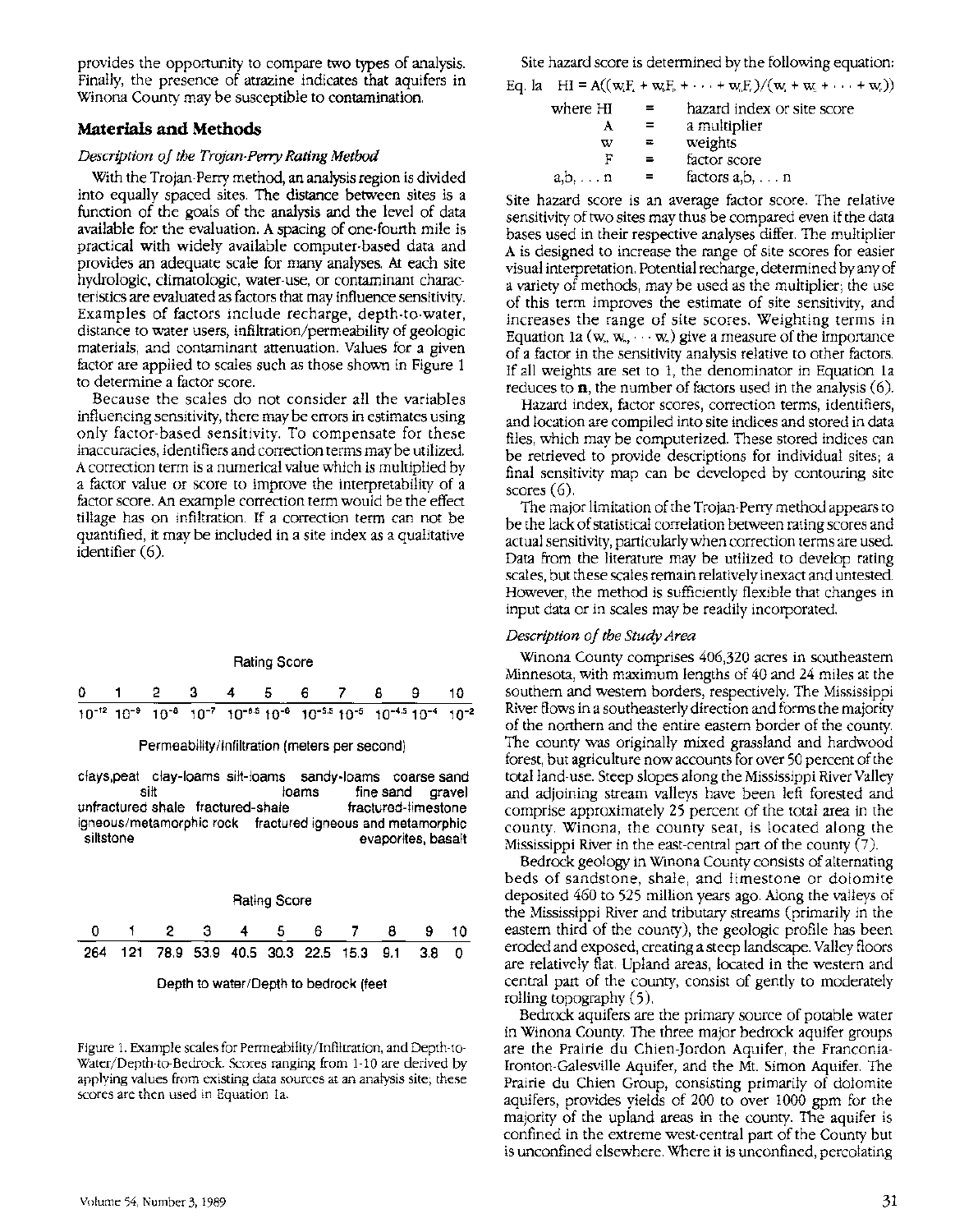provides the opportunity to compare two types of analysis. Finally, the presence of atrazine indicates that aquifers in Winona County may be susceptible to contamination.

## Materials and Methods

### *Description of the Trojan-Perry Rating Method*

With the Trojan-Perry method, an analysis region is divided into equally spaced sites. The distance between sites is a function of the goals of the analysis and the level of data available for the evaluation. A spacing of one-fourth mile is practical with widely available computer-based data and provides an adequate scale for many analyses. At each site hydrologic, climatologic, water-use, or contaminant characteristics are evaluated as factors that may influence sensitivity. Examples of factors include recharge, depth-to-water, distance to water users, infiltration/permeability of geologic materials, and contaminant attenuation. Values for a given factor are applied to scales such as those shown in Figure 1 to determine a factor score.

Because the scales do not consider all the variables influencing sensitivity, there may be errors in estimates using only factor-based sensitivity. To compensate for these inaccuracies, identifiers and correction terms may be utilized. A correction term is a numerical value which is multiplied by a factor value or score to improve the interpretability of a factor score. An example correction term would be the effect tillage has on infiltration. If a correction term can not be quantified, it may be included in a site index as a qualitative identifier (6).

Rating Score

| 0 | 1 | 2 | 3 | 4 | 5 | 6 | 7 | 8 | 9 | 10 |
|---|---|---|---|---|---|---|---|---|---|---|
| $10^{-12}$ | $10^{-9}$ | $10^{-8}$ | $10^{-7}$ | $10^{-6.5}$ | $10^{-6}$ | $10^{-5.5}$ | $10^{-5}$ | $10^{-4.5}$ | $10^{-4}$ | $10^{-2}$ |

Permeability/Infiltration (meters per second)

clays,peat clay-loams silt-loams sandy-loams coarse sand
silt loams fine sand gravel
unfractured shale fractured-shale fractured-limestone
igneous/metamorphic rock fractured igneous and metamorphic
siltstone evaporites, basalt

Rating Score

| 0 | 1 | 2 | 3 | 4 | 5 | 6 | 7 | 8 | 9 | 10 |
|---|---|---|---|---|---|---|---|---|---|---|
| 264 | 121 | 78.9 | 53.9 | 40.5 | 30.3 | 22.5 | 15.3 | 9.1 | 3.8 | 0 |

Depth to water/Depth to bedrock (feet

Figure 1. Example scales for Permeability/Infiltration, and Depth-to-Water/Depth-to-Bedrock. Scores ranging from 1-10 are derived by applying values from existing data sources at an analysis site; these scores are then used in Equation 1a.

Site hazard score is determined by the following equation:

$$\text{Eq. 1a} \quad HI = A((w_aF_a + w_bF_b + \cdots + w_nF_n)/(w_a + w_b + \cdots + w_n))$$

where HI = hazard index or site score
A = a multiplier
w = weights
F = factor score
a,b, . . . n = factors a,b, . . . n

Site hazard score is an average factor score. The relative sensitivity of two sites may thus be compared even if the data bases used in their respective analyses differ. The multiplier A is designed to increase the range of site scores for easier visual interpretation. Potential recharge, determined by any of a variety of methods, may be used as the multiplier; the use of this term improves the estimate of site sensitivity, and increases the range of site scores. Weighting terms in Equation 1a ($w_a, w_b, \cdots w_n$) give a measure of the importance of a factor in the sensitivity analysis relative to other factors. If all weights are set to 1, the denominator in Equation 1a reduces to **n**, the number of factors used in the analysis (6).

Hazard index, factor scores, correction terms, identifiers, and location are compiled into site indices and stored in data files, which may be computerized. These stored indices can be retrieved to provide descriptions for individual sites; a final sensitivity map can be developed by contouring site scores (6).

The major limitation of the Trojan-Perry method appears to be the lack of statistical correlation between rating scores and actual sensitivity, particularly when correction terms are used. Data from the literature may be utilized to develop rating scales, but these scales remain relatively inexact and untested. However, the method is sufficiently flexible that changes in input data or in scales may be readily incorporated.

### *Description of the Study Area*

Winona County comprises 406,320 acres in southeastern Minnesota, with maximum lengths of 40 and 24 miles at the southern and western borders, respectively. The Mississippi River flows in a southeasterly direction and forms the majority of the northern and the entire eastern border of the county. The county was originally mixed grassland and hardwood forest, but agriculture now accounts for over 50 percent of the total land-use. Steep slopes along the Mississippi River Valley and adjoining stream valleys have been left forested and comprise approximately 25 percent of the total area in the county. Winona, the county seat, is located along the Mississippi River in the east-central part of the county (7).

Bedrock geology in Winona County consists of alternating beds of sandstone, shale, and limestone or dolomite deposited 460 to 525 million years ago. Along the valleys of the Mississippi River and tributary streams (primarily in the eastern third of the county), the geologic profile has been eroded and exposed, creating a steep landscape. Valley floors are relatively flat. Upland areas, located in the western and central part of the county, consist of gently to moderately rolling topography (5).

Bedrock aquifers are the primary source of potable water in Winona County. The three major bedrock aquifer groups are the Prairie du Chien-Jordon Aquifer, the Franconia-Ironton-Galesville Aquifer, and the Mt. Simon Aquifer. The Prairie du Chien Group, consisting primarily of dolomite aquifers, provides yields of 200 to over 1000 gpm for the majority of the upland areas in the county. The aquifer is confined in the extreme west-central part of the County but is unconfined elsewhere. Where it is unconfined, percolating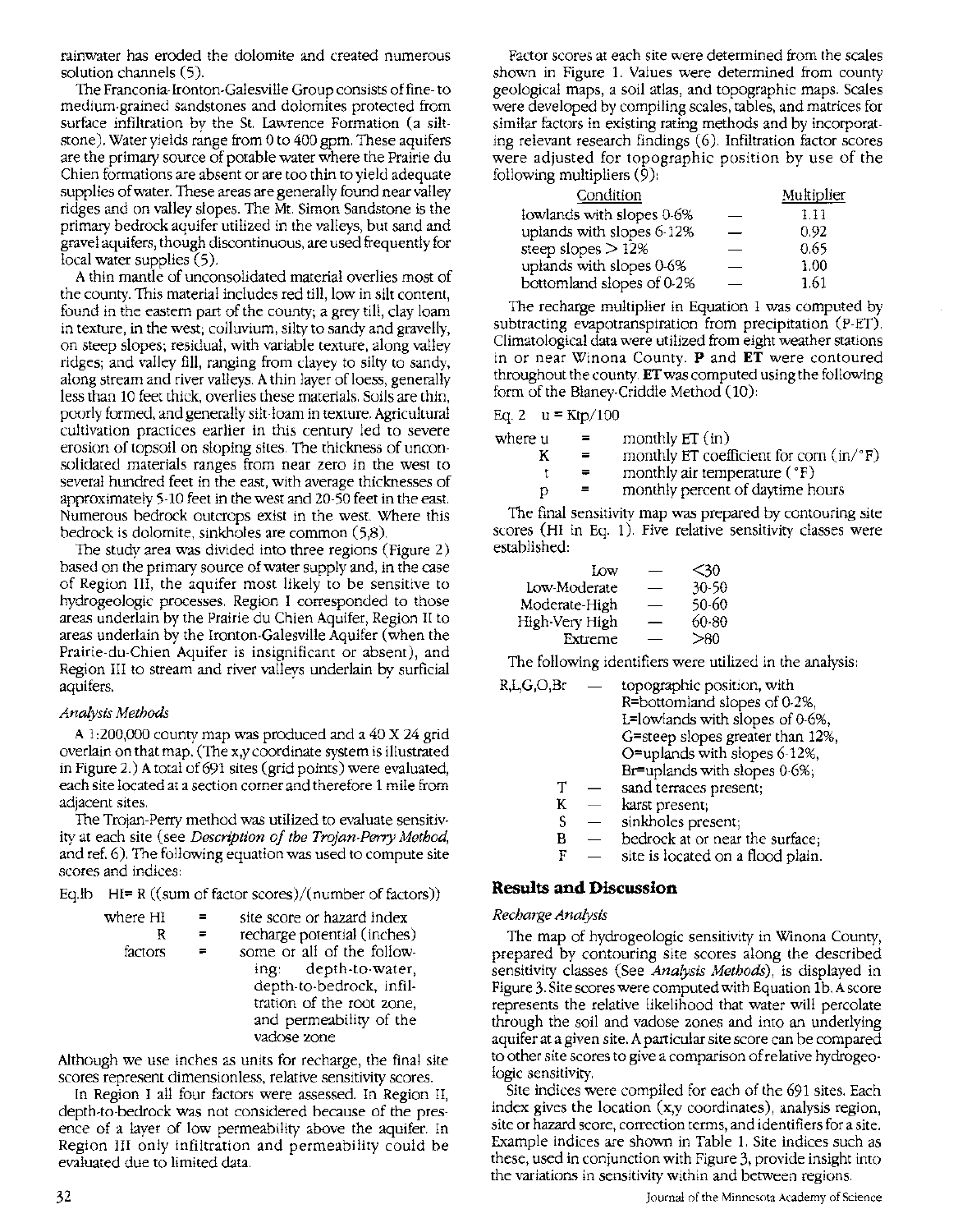rainwater has eroded the dolomite and created numerous solution channels (5).

The Franconia-Ironton-Galesville Group consists of fine- to medium-grained sandstones and dolomites protected from surface infiltration by the St. Lawrence Formation (a siltstone). Water yields range from 0 to 400 gpm. These aquifers are the primary source of potable water where the Prairie du Chien formations are absent or are too thin to yield adequate supplies of water. These areas are generally found near valley ridges and on valley slopes. The Mt. Simon Sandstone is the primary bedrock aquifer utilized in the valleys, but sand and gravel aquifers, though discontinuous, are used frequently for local water supplies (5).

A thin mantle of unconsolidated material overlies most of the county. This material includes red till, low in silt content, found in the eastern part of the county; a grey till, clay loam in texture, in the west; colluvium, silty to sandy and gravelly, on steep slopes; residual, with variable texture, along valley ridges; and valley fill, ranging from clayey to silty to sandy, along stream and river valleys. A thin layer of loess, generally less than 10 feet thick, overlies these materials. Soils are thin, poorly formed, and generally silt-loam in texture. Agricultural cultivation practices earlier in this century led to severe erosion of topsoil on sloping sites. The thickness of unconsolidated materials ranges from near zero in the west to several hundred feet in the east, with average thicknesses of approximately 5-10 feet in the west and 20-50 feet in the east. Numerous bedrock outcrops exist in the west. Where this bedrock is dolomite, sinkholes are common (5,8).

The study area was divided into three regions (Figure 2) based on the primary source of water supply and, in the case of Region III, the aquifer most likely to be sensitive to hydrogeologic processes. Region I corresponded to those areas underlain by the Prairie du Chien Aquifer, Region II to areas underlain by the Ironton-Galesville Aquifer (when the Prairie-du-Chien Aquifer is insignificant or absent), and Region III to stream and river valleys underlain by surficial aquifers.

*Analysis Methods*

A 1:200,000 county map was produced and a 40 X 24 grid overlain on that map. (The x,y coordinate system is illustrated in Figure 2.) A total of 691 sites (grid points) were evaluated, each site located at a section corner and therefore 1 mile from adjacent sites.

The Trojan-Perry method was utilized to evaluate sensitivity at each site (see *Description of the Trojan-Perry Method*, and ref. 6). The following equation was used to compute site scores and indices:

Eq.1b HI= R ((sum of factor scores)/(number of factors))

| | | |
|---|---|---|
| where HI | = | site score or hazard index |
| R | = | recharge potential (inches) |
| factors | = | some or all of the following: depth-to-water, depth-to-bedrock, infiltration of the root zone, and permeability of the vadose zone |

Although we use inches as units for recharge, the final site scores represent dimensionless, relative sensitivity scores.

In Region I all four factors were assessed. In Region II, depth-to-bedrock was not considered because of the presence of a layer of low permeability above the aquifer. In Region III only infiltration and permeability could be evaluated due to limited data.

Factor scores at each site were determined from the scales shown in Figure 1. Values were determined from county geological maps, a soil atlas, and topographic maps. Scales were developed by compiling scales, tables, and matrices for similar factors in existing rating methods and by incorporating relevant research findings (6). Infiltration factor scores were adjusted for topographic position by use of the following multipliers (9):

| Condition | | Multiplier |
|---|---|---|
| lowlands with slopes 0-6% | — | 1.11 |
| uplands with slopes 6-12% | — | 0.92 |
| steep slopes > 12% | — | 0.65 |
| uplands with slopes 0-6% | — | 1.00 |
| bottomland slopes of 0-2% | — | 1.61 |

The recharge multiplier in Equation 1 was computed by subtracting evapotranspiration from precipitation (P-ET). Climatological data were utilized from eight weather stations in or near Winona County. **P** and **ET** were contoured throughout the county. **ET** was computed using the following form of the Blaney-Criddle Method (10):

Eq. 2 $u = Ktp/100$

| | | |
|---|---|---|
| where u | = | monthly ET (in) |
| K | = | monthly ET coefficient for corn (in/°F) |
| t | = | monthly air temperature (°F) |
| p | = | monthly percent of daytime hours |

The final sensitivity map was prepared by contouring site scores (HI in Eq. 1). Five relative sensitivity classes were established:

| | | |
|---|---|---|
| Low | — | <30 |
| Low-Moderate | — | 30-50 |
| Moderate-High | — | 50-60 |
| High-Very High | — | 60-80 |
| Extreme | — | >80 |

The following identifiers were utilized in the analysis:

| | | |
|---|---|---|
| R,L,G,O,Br | — | topographic position, with R=bottomland slopes of 0-2%, L=lowlands with slopes of 0-6%, G=steep slopes greater than 12%, O=uplands with slopes 6-12%, Br=uplands with slopes 0-6%; |
| T | — | sand terraces present; |
| K | — | karst present; |
| S | — | sinkholes present; |
| B | — | bedrock at or near the surface; |
| F | — | site is located on a flood plain. |

## Results and Discussion

*Recharge Analysis*

The map of hydrogeologic sensitivity in Winona County, prepared by contouring site scores along the described sensitivity classes (See *Analysis Methods*), is displayed in Figure 3. Site scores were computed with Equation 1b. A score represents the relative likelihood that water will percolate through the soil and vadose zones and into an underlying aquifer at a given site. A particular site score can be compared to other site scores to give a comparison of relative hydrogeologic sensitivity.

Site indices were compiled for each of the 691 sites. Each index gives the location (x,y coordinates), analysis region, site or hazard score, correction terms, and identifiers for a site. Example indices are shown in Table 1. Site indices such as these, used in conjunction with Figure 3, provide insight into the variations in sensitivity within and between regions.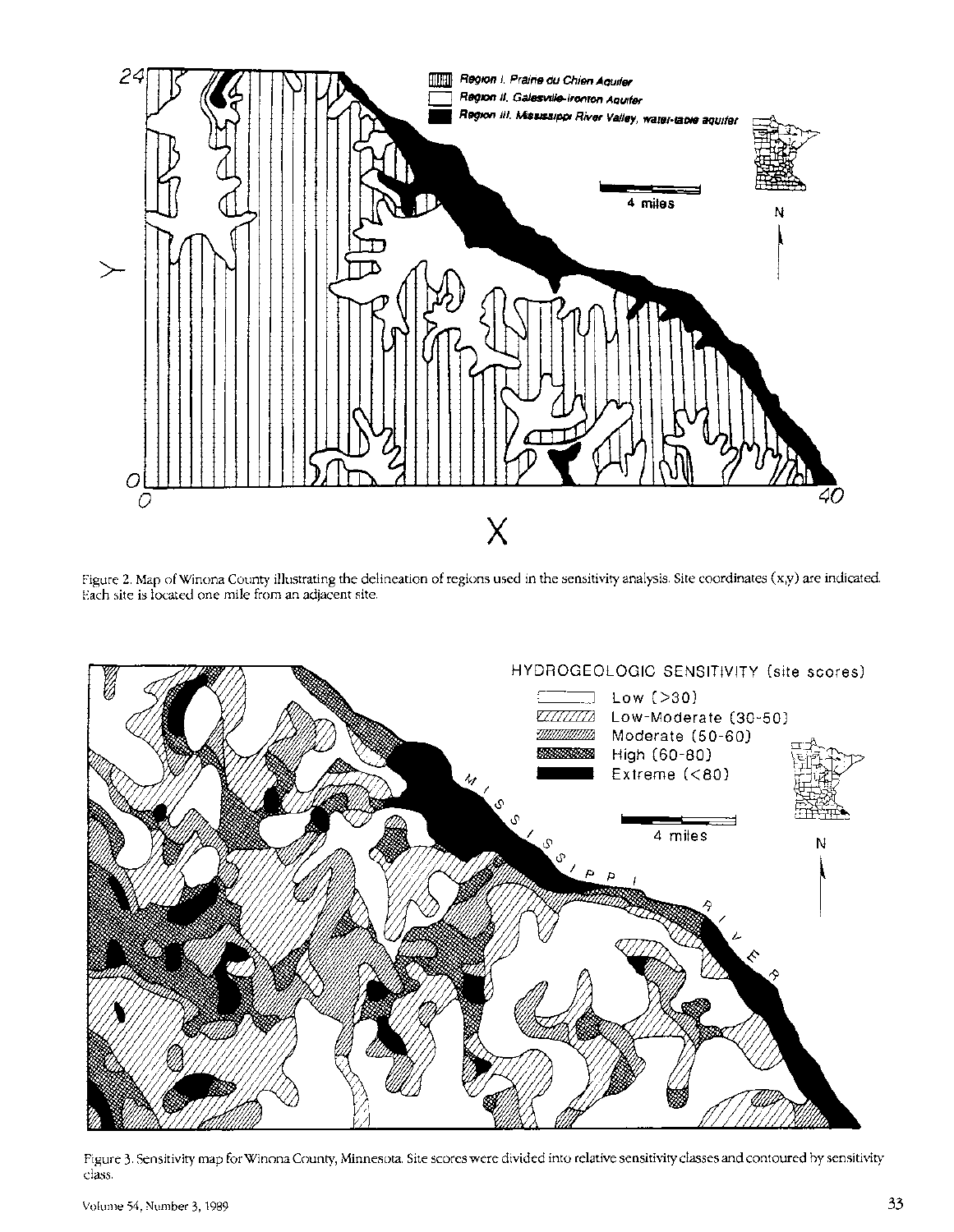Figure 2. Map of Winona County illustrating the delineation of regions used in the sensitivity analysis. Site coordinates (x,y) are indicated. Each site is located one mile from an adjacent site.

Figure 3. Sensitivity map for Winona County, Minnesota. Site scores were divided into relative sensitivity classes and contoured by sensitivity class.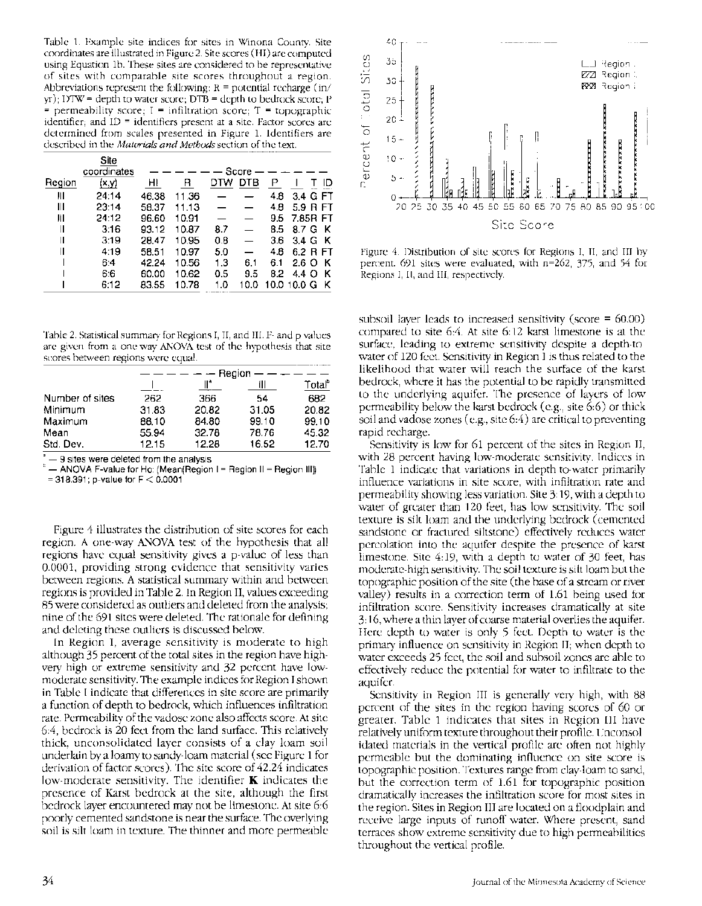Table 1. Example site indices for sites in Winona County. Site coordinates are illustrated in Figure 2. Site scores (HI) are computed using Equation 1b. These sites are considered to be representative of sites with comparable site scores throughout a region. Abbreviations represent the following: R = potential recharge (in/yr); DTW = depth to water score; DTB = depth to bedrock score; P = permeability score; I = infiltration score; T = topographic identifier; and ID = identifiers present at a site. Factor scores are determined from scales presented in Figure 1. Identifiers are described in the *Materials and Methods* section of the text.

| Region | Site coordinates (x,y) | HI | R | DTW | DTB | P | I | T | ID |
|---|---|---|---|---|---|---|---|---|---|
| III | 24:14 | 46.38 | 11.36 | — | — | 4.8 | 3.4 | G | FT |
| III | 23:14 | 58.37 | 11.13 | — | — | 4.8 | 5.9 | R | FT |
| III | 24:12 | 96.60 | 10.91 | — | — | 9.5 | 7.85 | R | FT |
| II | 3:16 | 93.12 | 10.87 | 8.7 | — | 8.5 | 8.7 | G | K |
| II | 3:19 | 28.47 | 10.95 | 0.8 | — | 3.6 | 3.4 | G | K |
| II | 4:19 | 58.51 | 10.97 | 5.0 | — | 4.8 | 6.2 | R | FT |
| I | 6:4 | 42.24 | 10.56 | 1.3 | 6.1 | 6.1 | 2.6 | O | K |
| I | 6:6 | 60.00 | 10.62 | 0.5 | 9.5 | 8.2 | 4.4 | O | K |
| I | 6:12 | 83.55 | 10.78 | 1.0 | 10.0 | 10.0 | 10.0 | G | K |

Table 2. Statistical summary for Regions I, II, and III. F- and p values are given from a one way ANOVA test of the hypothesis that site scores between regions were equal.

| | Region | | | |
|---|---|---|---|---|
| | I | II[a] | III | Total[b] |
| Number of sites | 262 | 366 | 54 | 682 |
| Minimum | 31.83 | 20.82 | 31.05 | 20.82 |
| Maximum | 88.10 | 84.80 | 99.10 | 99.10 |
| Mean | 55.94 | 32.78 | 78.76 | 45.32 |
| Std. Dev. | 12.15 | 12.28 | 16.52 | 12.70 |

[a] — 9 sites were deleted from the analysis
[b] — ANOVA F-value for Ho: (Mean(Region I = Region II = Region III)) = 318.391; p-value for F < 0.0001

Figure 4 illustrates the distribution of site scores for each region. A one-way ANOVA test of the hypothesis that all regions have equal sensitivity gives a p-value of less than 0.0001, providing strong evidence that sensitivity varies between regions. A statistical summary within and between regions is provided in Table 2. In Region II, values exceeding 85 were considered as outliers and deleted from the analysis; nine of the 691 sites were deleted. The rationale for defining and deleting these outliers is discussed below.

In Region I, average sensitivity is moderate to high although 35 percent of the total sites in the region have high-very high or extreme sensitivity and 32 percent have low-moderate sensitivity. The example indices for Region I shown in Table 1 indicate that differences in site score are primarily a function of depth to bedrock, which influences infiltration rate. Permeability of the vadose zone also affects score. At site 6:4, bedrock is 20 feet from the land surface. This relatively thick, unconsolidated layer consists of a clay loam soil underlain by a loamy to sandy-loam material (see Figure 1 for derivation of factor scores). The site score of 42.24 indicates low-moderate sensitivity. The identifier **K** indicates the presence of Karst bedrock at the site, although the first bedrock layer encountered may not be limestone. At site 6:6 poorly cemented sandstone is near the surface. The overlying soil is silt loam in texture. The thinner and more permeable subsoil layer leads to increased sensitivity (score = 60.00) compared to site 6:4. At site 6:12 karst limestone is at the surface, leading to extreme sensitivity despite a depth-to-water of 120 feet. Sensitivity in Region I is thus related to the likelihood that water will reach the surface of the karst bedrock, where it has the potential to be rapidly transmitted to the underlying aquifer. The presence of layers of low permeability below the karst bedrock (e.g., site 6:6) or thick soil and vadose zones (e.g., site 6:4) are critical to preventing rapid recharge.

Figure 4. Distribution of site scores for Regions I, II, and III by percent. 691 sites were evaluated, with n=262, 375, and 54 for Regions I, II, and III, respectively.

Sensitivity is low for 61 percent of the sites in Region II, with 28 percent having low-moderate sensitivity. Indices in Table 1 indicate that variations in depth to-water primarily influence variations in site score, with infiltration rate and permeability showing less variation. Site 3:19, with a depth to water of greater than 120 feet, has low sensitivity. The soil texture is silt loam and the underlying bedrock (cemented sandstone or fractured siltstone) effectively reduces water percolation into the aquifer despite the presence of karst limestone. Site 4:19, with a depth to water of 30 feet, has moderate-high sensitivity. The soil texture is silt loam but the topographic position of the site (the base of a stream or river valley) results in a correction term of 1.61 being used for infiltration score. Sensitivity increases dramatically at site 3:16, where a thin layer of coarse material overlies the aquifer. Here depth to water is only 5 feet. Depth to water is the primary influence on sensitivity in Region II; when depth to water exceeds 25 feet, the soil and subsoil zones are able to effectively reduce the potential for water to infiltrate to the aquifer.

Sensitivity in Region III is generally very high, with 88 percent of the sites in the region having scores of 60 or greater. Table 1 indicates that sites in Region III have relatively uniform texture throughout their profile. Unconsolidated materials in the vertical profile are often not highly permeable but the dominating influence on site score is topographic position. Textures range from clay-loam to sand, but the correction term of 1.61 for topographic position dramatically increases the infiltration score for most sites in the region. Sites in Region III are located on a floodplain and receive large inputs of runoff water. Where present, sand terraces show extreme sensitivity due to high permeabilities throughout the vertical profile.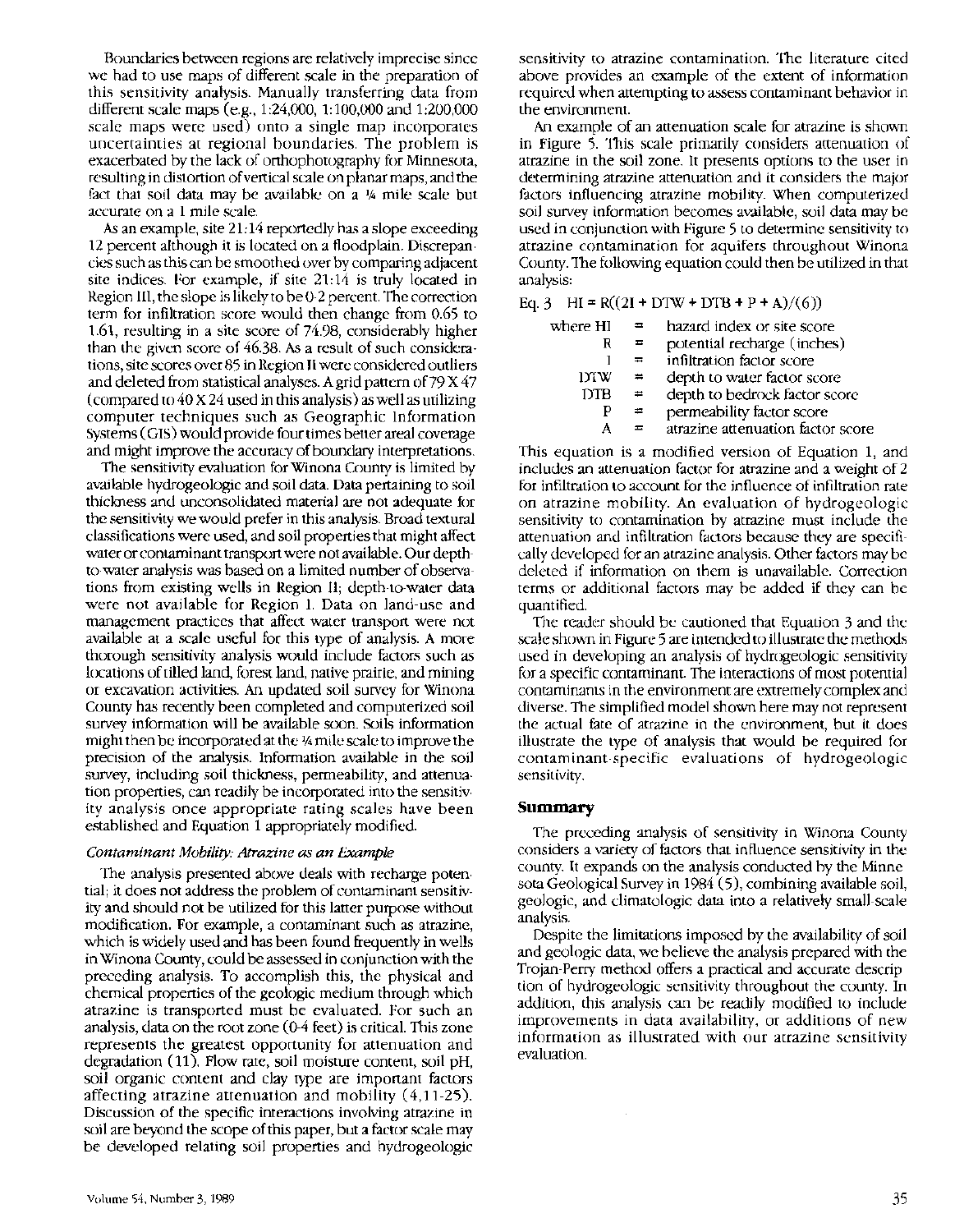Boundaries between regions are relatively imprecise since we had to use maps of different scale in the preparation of this sensitivity analysis. Manually transferring data from different scale maps (e.g., 1:24,000, 1:100,000 and 1:200,000 scale maps were used) onto a single map incorporates uncertainties at regional boundaries. The problem is exacerbated by the lack of orthophotography for Minnesota, resulting in distortion of vertical scale on planar maps, and the fact that soil data may be available on a ¼ mile scale but accurate on a 1 mile scale.

As an example, site 21:14 reportedly has a slope exceeding 12 percent although it is located on a floodplain. Discrepancies such as this can be smoothed over by comparing adjacent site indices. For example, if site 21:14 is truly located in Region III, the slope is likely to be 0-2 percent. The correction term for infiltration score would then change from 0.65 to 1.61, resulting in a site score of 74.98, considerably higher than the given score of 46.38. As a result of such considerations, site scores over 85 in Region II were considered outliers and deleted from statistical analyses. A grid pattern of 79 X 47 (compared to 40 X 24 used in this analysis) as well as utilizing computer techniques such as Geographic Information Systems (GIS) would provide four times better areal coverage and might improve the accuracy of boundary interpretations.

The sensitivity evaluation for Winona County is limited by available hydrogeologic and soil data. Data pertaining to soil thickness and unconsolidated material are not adequate for the sensitivity we would prefer in this analysis. Broad textural classifications were used, and soil properties that might affect water or contaminant transport were not available. Our depth-to-water analysis was based on a limited number of observations from existing wells in Region II; depth-to-water data were not available for Region I. Data on land-use and management practices that affect water transport were not available at a scale useful for this type of analysis. A more thorough sensitivity analysis would include factors such as locations of tilled land, forest land, native prairie, and mining or excavation activities. An updated soil survey for Winona County has recently been completed and computerized soil survey information will be available soon. Soils information might then be incorporated at the ¼ mile scale to improve the precision of the analysis. Information available in the soil survey, including soil thickness, permeability, and attenuation properties, can readily be incorporated into the sensitivity analysis once appropriate rating scales have been established and Equation 1 appropriately modified.

*Contaminant Mobility: Atrazine as an Example*

The analysis presented above deals with recharge potential; it does not address the problem of contaminant sensitivity and should not be utilized for this latter purpose without modification. For example, a contaminant such as atrazine, which is widely used and has been found frequently in wells in Winona County, could be assessed in conjunction with the preceding analysis. To accomplish this, the physical and chemical properties of the geologic medium through which atrazine is transported must be evaluated. For such an analysis, data on the root zone (0-4 feet) is critical. This zone represents the greatest opportunity for attenuation and degradation (11). Flow rate, soil moisture content, soil pH, soil organic content and clay type are important factors affecting atrazine attenuation and mobility (4,11-25). Discussion of the specific interactions involving atrazine in soil are beyond the scope of this paper, but a factor scale may be developed relating soil properties and hydrogeologic sensitivity to atrazine contamination. The literature cited above provides an example of the extent of information required when attempting to assess contaminant behavior in the environment.

An example of an attenuation scale for atrazine is shown in Figure 5. This scale primarily considers attenuation of atrazine in the soil zone. It presents options to the user in determining atrazine attenuation and it considers the major factors influencing atrazine mobility. When computerized soil survey information becomes available, soil data may be used in conjunction with Figure 5 to determine sensitivity to atrazine contamination for aquifers throughout Winona County. The following equation could then be utilized in that analysis:

$$\text{Eq. 3} \quad HI = R((2I + DTW + DTB + P + A)/(6))$$

where HI = hazard index or site score
R = potential recharge (inches)
I = infiltration factor score
DTW = depth to water factor score
DTB = depth to bedrock factor score
P = permeability factor score
A = atrazine attenuation factor score

This equation is a modified version of Equation 1, and includes an attenuation factor for atrazine and a weight of 2 for infiltration to account for the influence of infiltration rate on atrazine mobility. An evaluation of hydrogeologic sensitivity to contamination by atrazine must include the attenuation and infiltration factors because they are specifically developed for an atrazine analysis. Other factors may be deleted if information on them is unavailable. Correction terms or additional factors may be added if they can be quantified.

The reader should be cautioned that Equation 3 and the scale shown in Figure 5 are intended to illustrate the methods used in developing an analysis of hydrogeologic sensitivity for a specific contaminant. The interactions of most potential contaminants in the environment are extremely complex and diverse. The simplified model shown here may not represent the actual fate of atrazine in the environment, but it does illustrate the type of analysis that would be required for contaminant-specific evaluations of hydrogeologic sensitivity.

## Summary

The preceding analysis of sensitivity in Winona County considers a variety of factors that influence sensitivity in the county. It expands on the analysis conducted by the Minnesota Geological Survey in 1984 (5), combining available soil, geologic, and climatologic data into a relatively small-scale analysis.

Despite the limitations imposed by the availability of soil and geologic data, we believe the analysis prepared with the Trojan-Perry method offers a practical and accurate description of hydrogeologic sensitivity throughout the county. In addition, this analysis can be readily modified to include improvements in data availability, or additions of new information as illustrated with our atrazine sensitivity evaluation.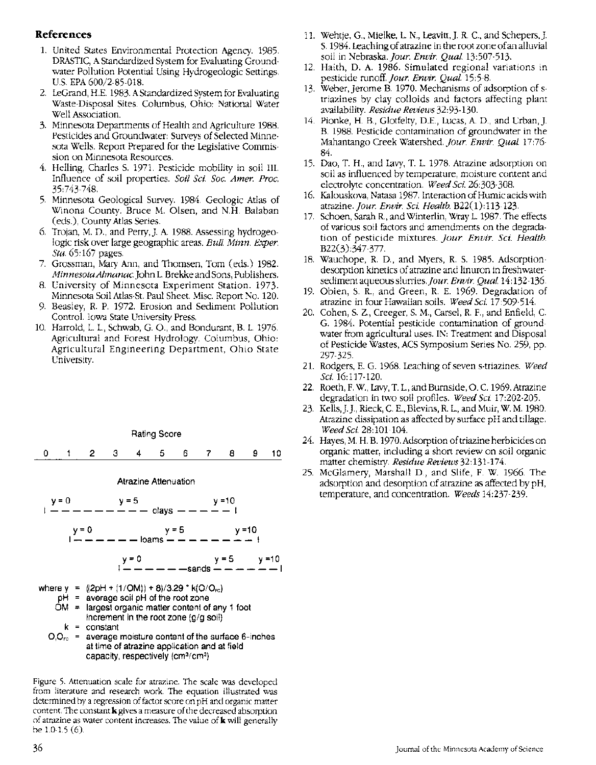## References

1. United States Environmental Protection Agency. 1985. DRASTIC, A Standardized System for Evaluating Groundwater Pollution Potential Using Hydrogeologic Settings. U.S. EPA 600/2-85-018.
2. LeGrand, H.E. 1983. A Standardized System for Evaluating Waste-Disposal Sites. Columbus, Ohio: National Water Well Association.
3. Minnesota Departments of Health and Agriculture 1988. Pesticides and Groundwater: Surveys of Selected Minnesota Wells. Report Prepared for the Legislative Commission on Minnesota Resources.
4. Helling, Charles S. 1971. Pesticide mobility in soil III. Influence of soil properties. *Soil Sci. Soc. Amer. Proc.* 35:743-748.
5. Minnesota Geological Survey. 1984. Geologic Atlas of Winona County. Bruce M. Olsen, and N.H. Balaban (eds.), County Atlas Series.
6. Trojan, M. D., and Perry, J. A. 1988. Assessing hydrogeologic risk over large geographic areas. *Bull. Minn. Exper. Sta.* 65:167 pages.
7. Grossman, Mary Ann, and Thomsen, Tom (eds.) 1982. *Minnesota Almanac*. John L. Brekke and Sons, Publishers.
8. University of Minnesota Experiment Station. 1973. Minnesota Soil Atlas-St. Paul Sheet. Misc. Report No. 120.
9. Beasley, R. P. 1972. Erosion and Sediment Pollution Control. Iowa State University Press.
10. Harrold, L. L., Schwab, G. O., and Bondurant, B. L. 1976. Agricultural and Forest Hydrology. Columbus, Ohio: Agricultural Engineering Department, Ohio State University.
11. Wehtje, G., Mielke, L. N., Leavitt, J. R. C., and Schepers, J. S. 1984. Leaching of atrazine in the root zone of an alluvial soil in Nebraska. *Jour. Envir. Qual.* 13:507-513.
12. Haith, D. A. 1986. Simulated regional variations in pesticide runoff. *Jour. Envir. Qual.* 15:5-8.
13. Weber, Jerome B. 1970. Mechanisms of adsorption of s-triazines by clay colloids and factors affecting plant availability. *Residue Reviews* 32:93-130.
14. Pionke, H. B., Glotfelty, D.E., Lucas, A. D., and Urban, J. B. 1988. Pesticide contamination of groundwater in the Mahantango Creek Watershed. *Jour. Envir. Qual.* 17:76-84.
15. Dao, T. H., and Lavy, T. L. 1978. Atrazine adsorption on soil as influenced by temperature, moisture content and electrolyte concentration. *Weed Sci.* 26:303-308.
16. Kalouskova, Natasa 1987. Interaction of Humic acids with atrazine. *Jour. Envir. Sci. Health.* B22(1):113-123.
17. Schoen, Sarah R., and Winterlin, Wray L. 1987. The effects of various soil factors and amendments on the degradation of pesticide mixtures. *Jour. Envir. Sci. Health.* B22(3):347-377.
18. Wauchope, R. D., and Myers, R. S. 1985. Adsorption-desorption kinetics of atrazine and linuron in freshwater-sediment aqueous slurries. *Jour. Envir. Qual.* 14:132-136.
19. Obien, S. R., and Green, R. E. 1969. Degradation of atrazine in four Hawaiian soils. *Weed Sci.* 17:509-514.
20. Cohen, S. Z., Creeger, S. M., Carsel, R. F., and Enfield, C. G. 1984. Potential pesticide contamination of groundwater from agricultural uses. IN: Treatment and Disposal of Pesticide Wastes, ACS Symposium Series No. 259, pp. 297-325.
21. Rodgers, E. G. 1968. Leaching of seven s-triazines. *Weed Sci.* 16:117-120.
22. Roeth, F. W., Lavy, T. L., and Burnside, O. C. 1969. Atrazine degradation in two soil profiles. *Weed Sci.* 17:202-205.
23. Kells, J. J., Rieck, C. E., Blevins, R. L., and Muir, W. M. 1980. Atrazine dissipation as affected by surface pH and tillage. *Weed Sci.* 28:101-104.
24. Hayes, M. H. B. 1970. Adsorption of triazine herbicides on organic matter, including a short review on soil organic matter chemistry. *Residue Reviews* 32:131-174.
25. McGlamery, Marshall D., and Slife, F. W. 1966. The adsorption and desorption of atrazine as affected by pH, temperature, and concentration. *Weeds* 14:237-239.

Rating Score

0 1 2 3 4 5 6 7 8 9 10

Atrazine Attenuation

y = 0 y = 5 y = 10
clays

y = 0 y = 5 y = 10
loams

y = 0 y = 5 y = 10
sands

where $y = ((2pH + (1/OM)) + 8)/3.29 * k(O/O_{FC})$

pH = average soil pH of the root zone

OM = largest organic matter content of any 1 foot increment in the root zone (g/g soil)

k = constant

$O, O_{FC}$ = average moisture content of the surface 6-inches at time of atrazine application and at field capacity, respectively ($cm^3/cm^3$)

Figure 5. Attenuation scale for atrazine. The scale was developed from literature and research work. The equation illustrated was determined by a regression of factor score on pH and organic matter content. The constant **k** gives a measure of the decreased absorption of atrazine as water content increases. The value of **k** will generally be 1.0-1.5 (6).